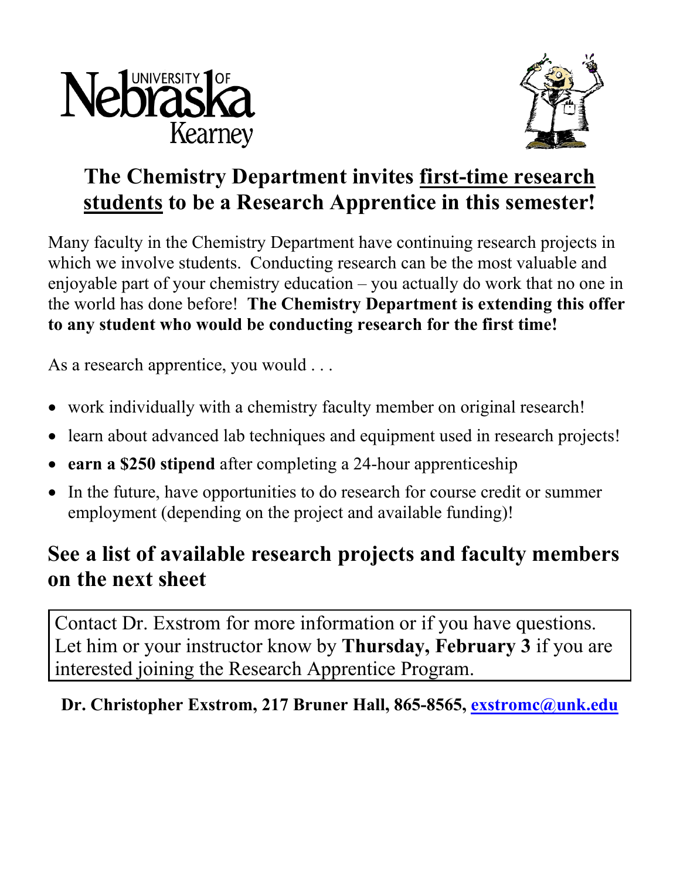# The Chemistry Department invites <u>first-time research students</u> to be a Research Apprentice in this semester!

Many faculty in the Chemistry Department have continuing research projects in which we involve students. Conducting research can be the most valuable and enjoyable part of your chemistry education – you actually do work that no one in the world has done before! **The Chemistry Department is extending this offer to any student who would be conducting research for the first time!**

As a research apprentice, you would . . .

- work individually with a chemistry faculty member on original research!
- learn about advanced lab techniques and equipment used in research projects!
- **earn a $250 stipend** after completing a 24-hour apprenticeship
- In the future, have opportunities to do research for course credit or summer employment (depending on the project and available funding)!

## See a list of available research projects and faculty members on the next sheet

Contact Dr. Exstrom for more information or if you have questions. Let him or your instructor know by **Thursday, February 3** if you are interested joining the Research Apprentice Program.

**Dr. Christopher Exstrom, 217 Bruner Hall, 865-8565, exstromc@unk.edu**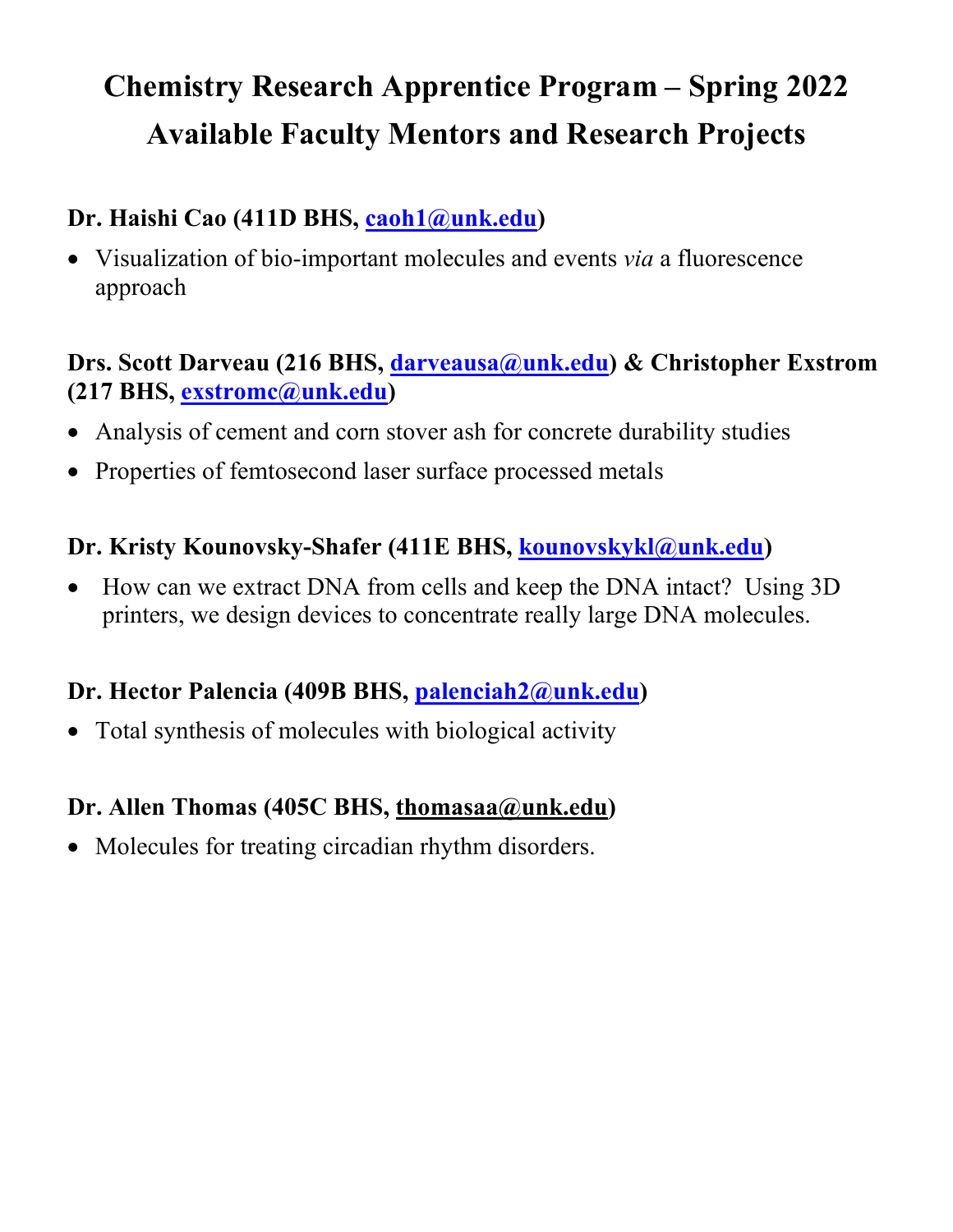# Chemistry Research Apprentice Program – Spring 2022
# Available Faculty Mentors and Research Projects

**Dr. Haishi Cao (411D BHS, caoh1@unk.edu)**

- Visualization of bio-important molecules and events *via* a fluorescence approach

**Drs. Scott Darveau (216 BHS, darveausa@unk.edu) & Christopher Exstrom (217 BHS, exstromc@unk.edu)**

- Analysis of cement and corn stover ash for concrete durability studies
- Properties of femtosecond laser surface processed metals

**Dr. Kristy Kounovsky-Shafer (411E BHS, kounovskykl@unk.edu)**

- How can we extract DNA from cells and keep the DNA intact? Using 3D printers, we design devices to concentrate really large DNA molecules.

**Dr. Hector Palencia (409B BHS, palenciah2@unk.edu)**

- Total synthesis of molecules with biological activity

**Dr. Allen Thomas (405C BHS, thomasaa@unk.edu)**

- Molecules for treating circadian rhythm disorders.